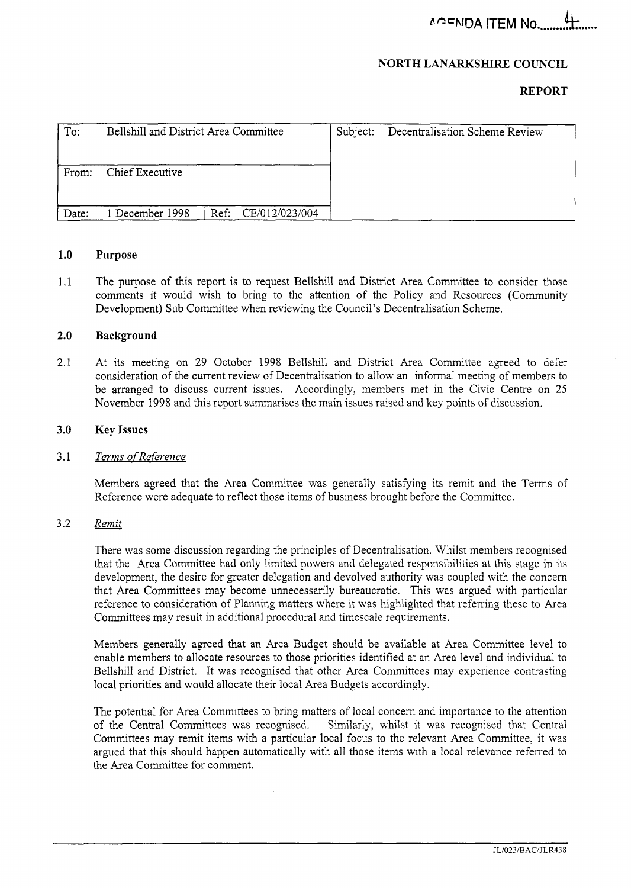AGENDA ITEM No. 4

**NORTH LANARKSHIRE COUNCIL**

**REPORT**

| To: Bellshill and District Area Committee | | Subject: Decentralisation Scheme Review |
|---|---|---|
| From: Chief Executive | | |
| Date: 1 December 1998 | Ref: CE/012/023/004 | |

## 1.0 Purpose

1.1 The purpose of this report is to request Bellshill and District Area Committee to consider those comments it would wish to bring to the attention of the Policy and Resources (Community Development) Sub Committee when reviewing the Council's Decentralisation Scheme.

## 2.0 Background

2.1 At its meeting on 29 October 1998 Bellshill and District Area Committee agreed to defer consideration of the current review of Decentralisation to allow an informal meeting of members to be arranged to discuss current issues. Accordingly, members met in the Civic Centre on 25 November 1998 and this report summarises the main issues raised and key points of discussion.

## 3.0 Key Issues

3.1 *Terms of Reference*

Members agreed that the Area Committee was generally satisfying its remit and the Terms of Reference were adequate to reflect those items of business brought before the Committee.

3.2 *Remit*

There was some discussion regarding the principles of Decentralisation. Whilst members recognised that the Area Committee had only limited powers and delegated responsibilities at this stage in its development, the desire for greater delegation and devolved authority was coupled with the concern that Area Committees may become unnecessarily bureaucratic. This was argued with particular reference to consideration of Planning matters where it was highlighted that referring these to Area Committees may result in additional procedural and timescale requirements.

Members generally agreed that an Area Budget should be available at Area Committee level to enable members to allocate resources to those priorities identified at an Area level and individual to Bellshill and District. It was recognised that other Area Committees may experience contrasting local priorities and would allocate their local Area Budgets accordingly.

The potential for Area Committees to bring matters of local concern and importance to the attention of the Central Committees was recognised. Similarly, whilst it was recognised that Central Committees may remit items with a particular local focus to the relevant Area Committee, it was argued that this should happen automatically with all those items with a local relevance referred to the Area Committee for comment.

JL/023/BAC/JLR438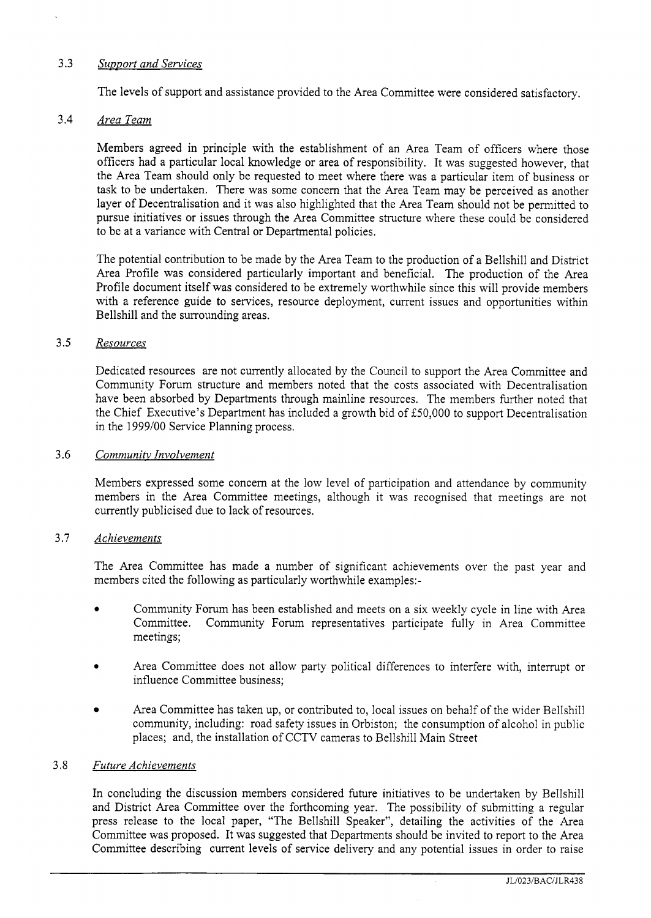### 3.3 *Support and Services*

The levels of support and assistance provided to the Area Committee were considered satisfactory.

### 3.4 *Area Team*

Members agreed in principle with the establishment of an Area Team of officers where those officers had a particular local knowledge or area of responsibility. It was suggested however, that the Area Team should only be requested to meet where there was a particular item of business or task to be undertaken. There was some concern that the Area Team may be perceived as another layer of Decentralisation and it was also highlighted that the Area Team should not be permitted to pursue initiatives or issues through the Area Committee structure where these could be considered to be at a variance with Central or Departmental policies.

The potential contribution to be made by the Area Team to the production of a Bellshill and District Area Profile was considered particularly important and beneficial. The production of the Area Profile document itself was considered to be extremely worthwhile since this will provide members with a reference guide to services, resource deployment, current issues and opportunities within Bellshill and the surrounding areas.

### 3.5 *Resources*

Dedicated resources are not currently allocated by the Council to support the Area Committee and Community Forum structure and members noted that the costs associated with Decentralisation have been absorbed by Departments through mainline resources. The members further noted that the Chief Executive's Department has included a growth bid of £50,000 to support Decentralisation in the 1999/00 Service Planning process.

### 3.6 *Community Involvement*

Members expressed some concern at the low level of participation and attendance by community members in the Area Committee meetings, although it was recognised that meetings are not currently publicised due to lack of resources.

### 3.7 *Achievements*

The Area Committee has made a number of significant achievements over the past year and members cited the following as particularly worthwhile examples:-

- Community Forum has been established and meets on a six weekly cycle in line with Area Committee. Community Forum representatives participate fully in Area Committee meetings;
- Area Committee does not allow party political differences to interfere with, interrupt or influence Committee business;
- Area Committee has taken up, or contributed to, local issues on behalf of the wider Bellshill community, including: road safety issues in Orbiston; the consumption of alcohol in public places; and, the installation of CCTV cameras to Bellshill Main Street

### 3.8 *Future Achievements*

In concluding the discussion members considered future initiatives to be undertaken by Bellshill and District Area Committee over the forthcoming year. The possibility of submitting a regular press release to the local paper, "The Bellshill Speaker", detailing the activities of the Area Committee was proposed. It was suggested that Departments should be invited to report to the Area Committee describing current levels of service delivery and any potential issues in order to raise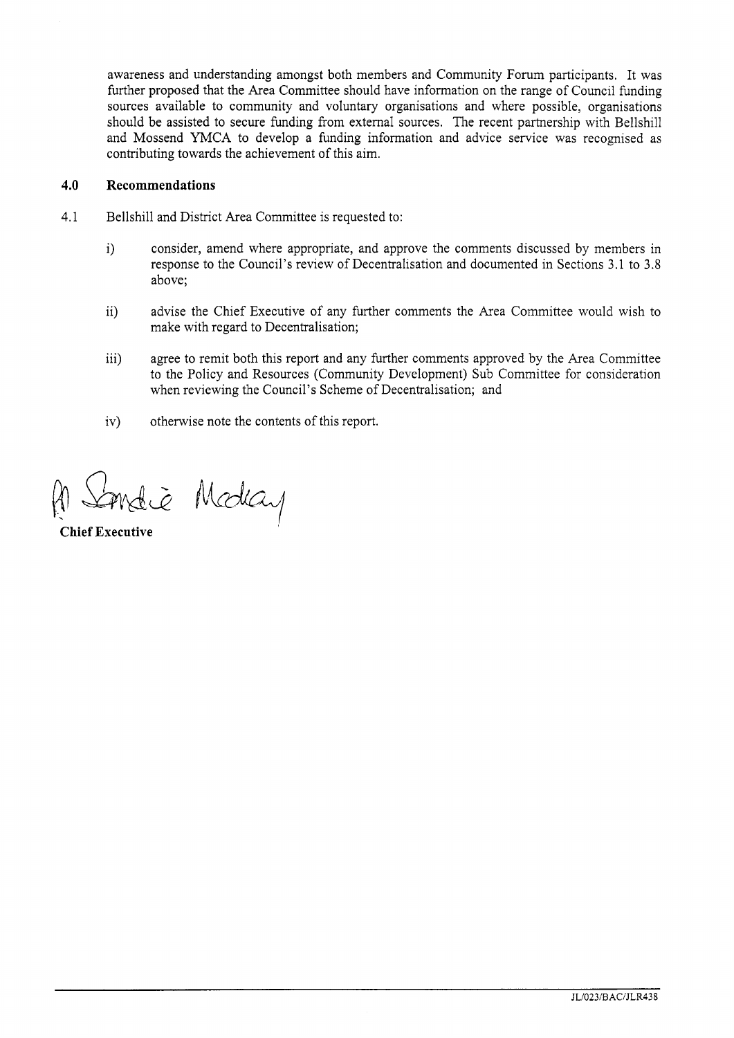awareness and understanding amongst both members and Community Forum participants. It was further proposed that the Area Committee should have information on the range of Council funding sources available to community and voluntary organisations and where possible, organisations should be assisted to secure funding from external sources. The recent partnership with Bellshill and Mossend YMCA to develop a funding information and advice service was recognised as contributing towards the achievement of this aim.

## 4.0 Recommendations

4.1 Bellshill and District Area Committee is requested to:

i) consider, amend where appropriate, and approve the comments discussed by members in response to the Council's review of Decentralisation and documented in Sections 3.1 to 3.8 above;

ii) advise the Chief Executive of any further comments the Area Committee would wish to make with regard to Decentralisation;

iii) agree to remit both this report and any further comments approved by the Area Committee to the Policy and Resources (Community Development) Sub Committee for consideration when reviewing the Council's Scheme of Decentralisation; and

iv) otherwise note the contents of this report.

Sandie Mackay

**Chief Executive**

JL/023/BAC/JLR438